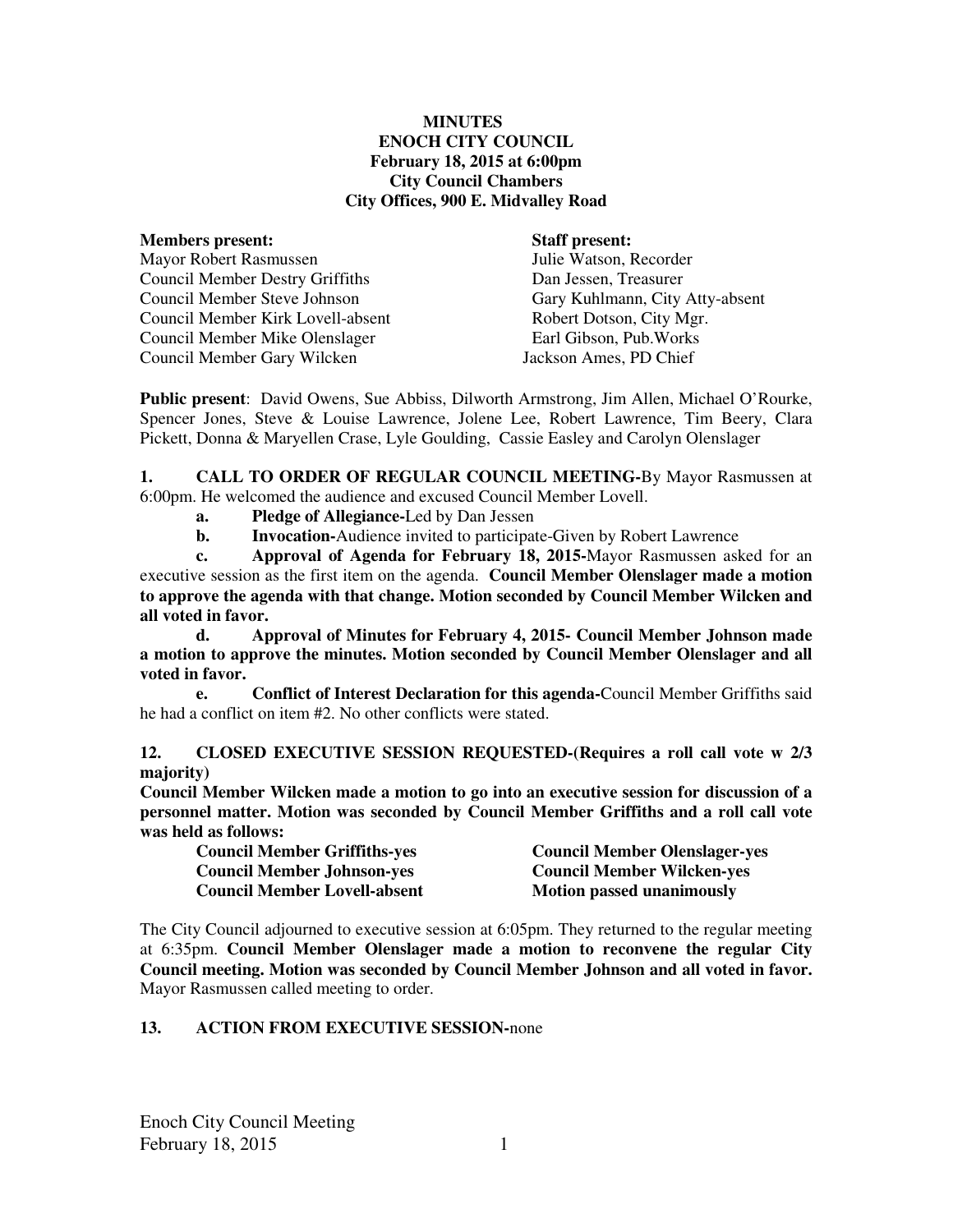**MINUTES**
**ENOCH CITY COUNCIL**
**February 18, 2015 at 6:00pm**
**City Council Chambers**
**City Offices, 900 E. Midvalley Road**

| **Members present:** | **Staff present:** |
|---|---|
| Mayor Robert Rasmussen | Julie Watson, Recorder |
| Council Member Destry Griffiths | Dan Jessen, Treasurer |
| Council Member Steve Johnson | Gary Kuhlmann, City Atty-absent |
| Council Member Kirk Lovell-absent | Robert Dotson, City Mgr. |
| Council Member Mike Olenslager | Earl Gibson, Pub.Works |
| Council Member Gary Wilcken | Jackson Ames, PD Chief |

**Public present**: David Owens, Sue Abbiss, Dilworth Armstrong, Jim Allen, Michael O'Rourke, Spencer Jones, Steve & Louise Lawrence, Jolene Lee, Robert Lawrence, Tim Beery, Clara Pickett, Donna & Maryellen Crase, Lyle Goulding, Cassie Easley and Carolyn Olenslager

**1. CALL TO ORDER OF REGULAR COUNCIL MEETING-**By Mayor Rasmussen at 6:00pm. He welcomed the audience and excused Council Member Lovell.

**a. Pledge of Allegiance-**Led by Dan Jessen

**b. Invocation-**Audience invited to participate-Given by Robert Lawrence

**c. Approval of Agenda for February 18, 2015-**Mayor Rasmussen asked for an executive session as the first item on the agenda. **Council Member Olenslager made a motion to approve the agenda with that change. Motion seconded by Council Member Wilcken and all voted in favor.**

**d. Approval of Minutes for February 4, 2015- Council Member Johnson made a motion to approve the minutes. Motion seconded by Council Member Olenslager and all voted in favor.**

**e. Conflict of Interest Declaration for this agenda-**Council Member Griffiths said he had a conflict on item #2. No other conflicts were stated.

**12. CLOSED EXECUTIVE SESSION REQUESTED-(Requires a roll call vote w 2/3 majority)**

**Council Member Wilcken made a motion to go into an executive session for discussion of a personnel matter. Motion was seconded by Council Member Griffiths and a roll call vote was held as follows:**

| | |
|---|---|
| **Council Member Griffiths-yes** | **Council Member Olenslager-yes** |
| **Council Member Johnson-yes** | **Council Member Wilcken-yes** |
| **Council Member Lovell-absent** | **Motion passed unanimously** |

The City Council adjourned to executive session at 6:05pm. They returned to the regular meeting at 6:35pm. **Council Member Olenslager made a motion to reconvene the regular City Council meeting. Motion was seconded by Council Member Johnson and all voted in favor.** Mayor Rasmussen called meeting to order.

**13. ACTION FROM EXECUTIVE SESSION-**none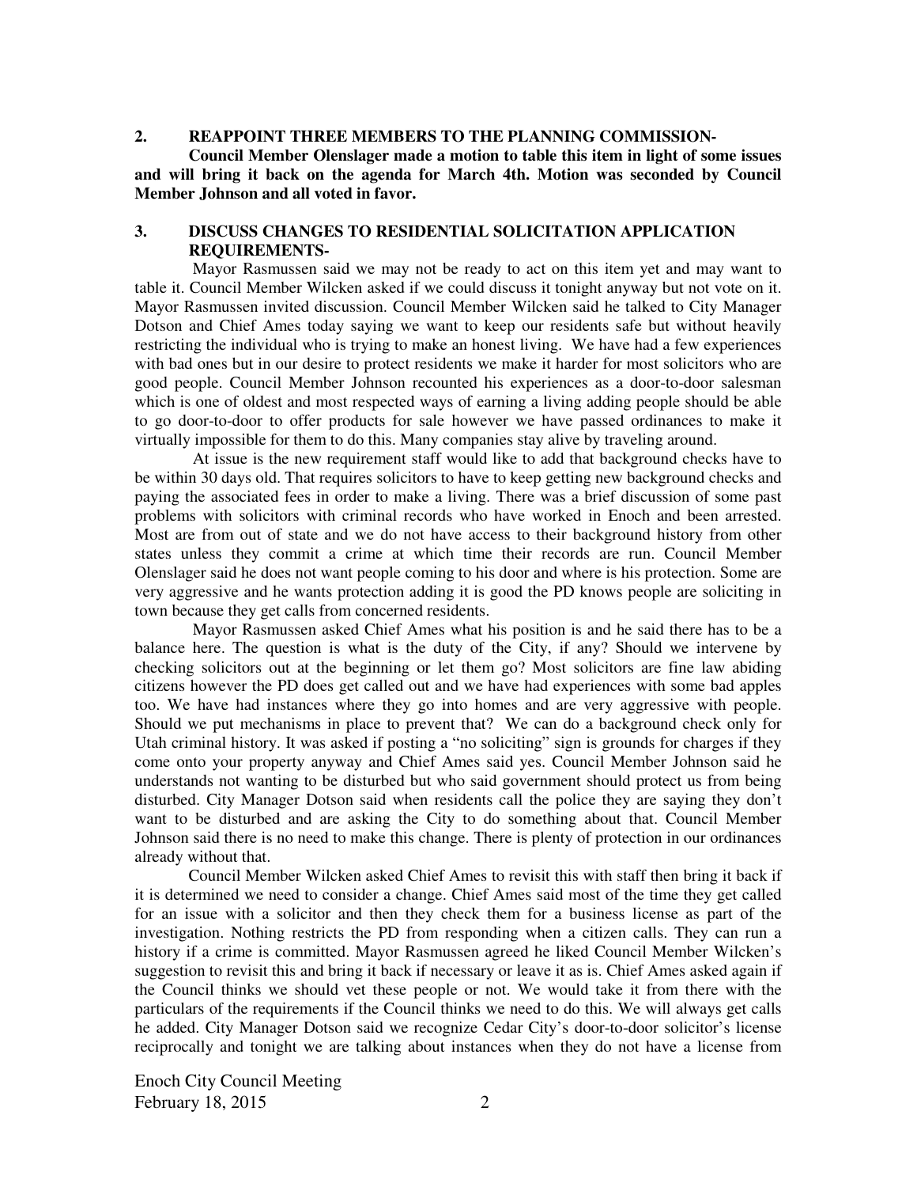**2. REAPPOINT THREE MEMBERS TO THE PLANNING COMMISSION-**

**Council Member Olenslager made a motion to table this item in light of some issues and will bring it back on the agenda for March 4th. Motion was seconded by Council Member Johnson and all voted in favor.**

**3. DISCUSS CHANGES TO RESIDENTIAL SOLICITATION APPLICATION REQUIREMENTS-**

Mayor Rasmussen said we may not be ready to act on this item yet and may want to table it. Council Member Wilcken asked if we could discuss it tonight anyway but not vote on it. Mayor Rasmussen invited discussion. Council Member Wilcken said he talked to City Manager Dotson and Chief Ames today saying we want to keep our residents safe but without heavily restricting the individual who is trying to make an honest living. We have had a few experiences with bad ones but in our desire to protect residents we make it harder for most solicitors who are good people. Council Member Johnson recounted his experiences as a door-to-door salesman which is one of oldest and most respected ways of earning a living adding people should be able to go door-to-door to offer products for sale however we have passed ordinances to make it virtually impossible for them to do this. Many companies stay alive by traveling around.

At issue is the new requirement staff would like to add that background checks have to be within 30 days old. That requires solicitors to have to keep getting new background checks and paying the associated fees in order to make a living. There was a brief discussion of some past problems with solicitors with criminal records who have worked in Enoch and been arrested. Most are from out of state and we do not have access to their background history from other states unless they commit a crime at which time their records are run. Council Member Olenslager said he does not want people coming to his door and where is his protection. Some are very aggressive and he wants protection adding it is good the PD knows people are soliciting in town because they get calls from concerned residents.

Mayor Rasmussen asked Chief Ames what his position is and he said there has to be a balance here. The question is what is the duty of the City, if any? Should we intervene by checking solicitors out at the beginning or let them go? Most solicitors are fine law abiding citizens however the PD does get called out and we have had experiences with some bad apples too. We have had instances where they go into homes and are very aggressive with people. Should we put mechanisms in place to prevent that? We can do a background check only for Utah criminal history. It was asked if posting a "no soliciting" sign is grounds for charges if they come onto your property anyway and Chief Ames said yes. Council Member Johnson said he understands not wanting to be disturbed but who said government should protect us from being disturbed. City Manager Dotson said when residents call the police they are saying they don't want to be disturbed and are asking the City to do something about that. Council Member Johnson said there is no need to make this change. There is plenty of protection in our ordinances already without that.

Council Member Wilcken asked Chief Ames to revisit this with staff then bring it back if it is determined we need to consider a change. Chief Ames said most of the time they get called for an issue with a solicitor and then they check them for a business license as part of the investigation. Nothing restricts the PD from responding when a citizen calls. They can run a history if a crime is committed. Mayor Rasmussen agreed he liked Council Member Wilcken's suggestion to revisit this and bring it back if necessary or leave it as is. Chief Ames asked again if the Council thinks we should vet these people or not. We would take it from there with the particulars of the requirements if the Council thinks we need to do this. We will always get calls he added. City Manager Dotson said we recognize Cedar City's door-to-door solicitor's license reciprocally and tonight we are talking about instances when they do not have a license from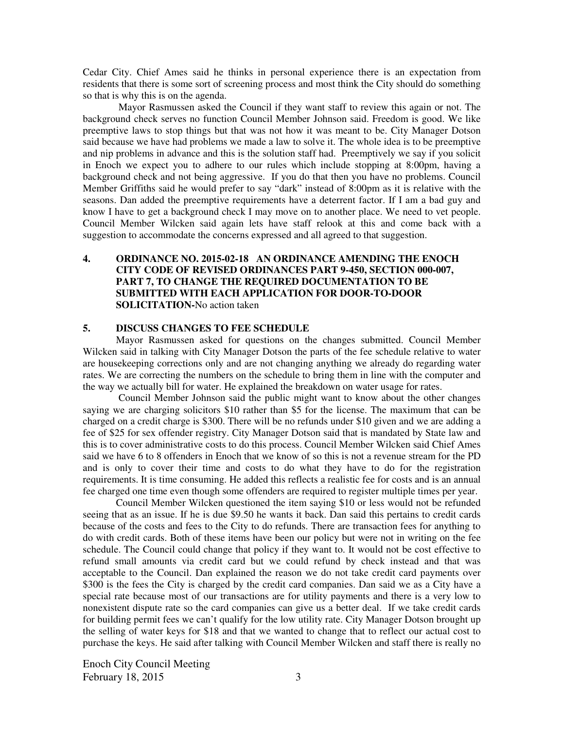Cedar City. Chief Ames said he thinks in personal experience there is an expectation from residents that there is some sort of screening process and most think the City should do something so that is why this is on the agenda.

Mayor Rasmussen asked the Council if they want staff to review this again or not. The background check serves no function Council Member Johnson said. Freedom is good. We like preemptive laws to stop things but that was not how it was meant to be. City Manager Dotson said because we have had problems we made a law to solve it. The whole idea is to be preemptive and nip problems in advance and this is the solution staff had. Preemptively we say if you solicit in Enoch we expect you to adhere to our rules which include stopping at 8:00pm, having a background check and not being aggressive. If you do that then you have no problems. Council Member Griffiths said he would prefer to say "dark" instead of 8:00pm as it is relative with the seasons. Dan added the preemptive requirements have a deterrent factor. If I am a bad guy and know I have to get a background check I may move on to another place. We need to vet people. Council Member Wilcken said again lets have staff relook at this and come back with a suggestion to accommodate the concerns expressed and all agreed to that suggestion.

**4. ORDINANCE NO. 2015-02-18 AN ORDINANCE AMENDING THE ENOCH CITY CODE OF REVISED ORDINANCES PART 9-450, SECTION 000-007, PART 7, TO CHANGE THE REQUIRED DOCUMENTATION TO BE SUBMITTED WITH EACH APPLICATION FOR DOOR-TO-DOOR SOLICITATION-**No action taken

**5. DISCUSS CHANGES TO FEE SCHEDULE**

Mayor Rasmussen asked for questions on the changes submitted. Council Member Wilcken said in talking with City Manager Dotson the parts of the fee schedule relative to water are housekeeping corrections only and are not changing anything we already do regarding water rates. We are correcting the numbers on the schedule to bring them in line with the computer and the way we actually bill for water. He explained the breakdown on water usage for rates.

Council Member Johnson said the public might want to know about the other changes saying we are charging solicitors $10 rather than $5 for the license. The maximum that can be charged on a credit charge is $300. There will be no refunds under $10 given and we are adding a fee of $25 for sex offender registry. City Manager Dotson said that is mandated by State law and this is to cover administrative costs to do this process. Council Member Wilcken said Chief Ames said we have 6 to 8 offenders in Enoch that we know of so this is not a revenue stream for the PD and is only to cover their time and costs to do what they have to do for the registration requirements. It is time consuming. He added this reflects a realistic fee for costs and is an annual fee charged one time even though some offenders are required to register multiple times per year.

Council Member Wilcken questioned the item saying $10 or less would not be refunded seeing that as an issue. If he is due $9.50 he wants it back. Dan said this pertains to credit cards because of the costs and fees to the City to do refunds. There are transaction fees for anything to do with credit cards. Both of these items have been our policy but were not in writing on the fee schedule. The Council could change that policy if they want to. It would not be cost effective to refund small amounts via credit card but we could refund by check instead and that was acceptable to the Council. Dan explained the reason we do not take credit card payments over $300 is the fees the City is charged by the credit card companies. Dan said we as a City have a special rate because most of our transactions are for utility payments and there is a very low to nonexistent dispute rate so the card companies can give us a better deal. If we take credit cards for building permit fees we can't qualify for the low utility rate. City Manager Dotson brought up the selling of water keys for $18 and that we wanted to change that to reflect our actual cost to purchase the keys. He said after talking with Council Member Wilcken and staff there is really no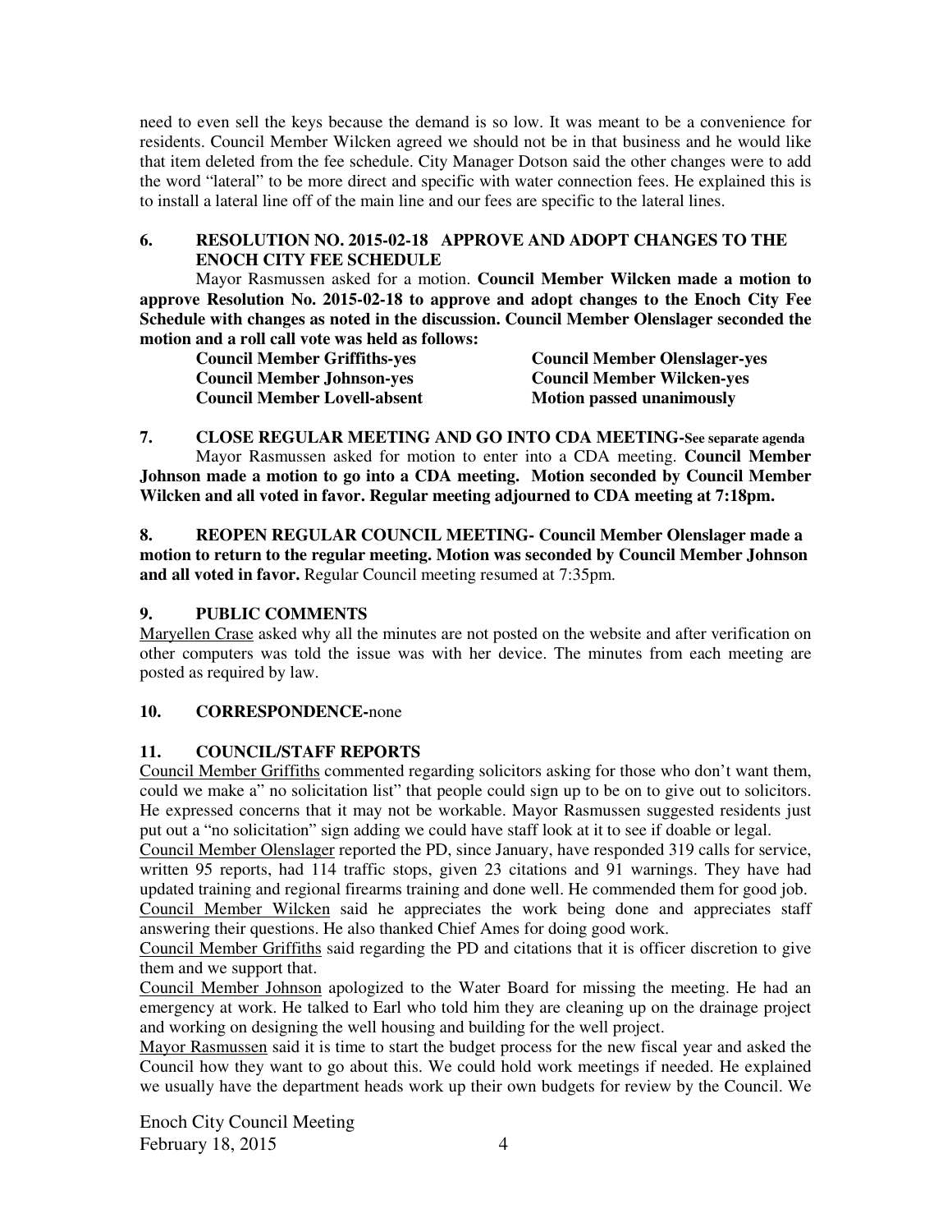need to even sell the keys because the demand is so low. It was meant to be a convenience for residents. Council Member Wilcken agreed we should not be in that business and he would like that item deleted from the fee schedule. City Manager Dotson said the other changes were to add the word "lateral" to be more direct and specific with water connection fees. He explained this is to install a lateral line off of the main line and our fees are specific to the lateral lines.

**6. RESOLUTION NO. 2015-02-18 APPROVE AND ADOPT CHANGES TO THE ENOCH CITY FEE SCHEDULE**

Mayor Rasmussen asked for a motion. **Council Member Wilcken made a motion to approve Resolution No. 2015-02-18 to approve and adopt changes to the Enoch City Fee Schedule with changes as noted in the discussion. Council Member Olenslager seconded the motion and a roll call vote was held as follows:**

| | |
|---|---|
| **Council Member Griffiths-yes** | **Council Member Olenslager-yes** |
| **Council Member Johnson-yes** | **Council Member Wilcken-yes** |
| **Council Member Lovell-absent** | **Motion passed unanimously** |

**7. CLOSE REGULAR MEETING AND GO INTO CDA MEETING-See separate agenda**

Mayor Rasmussen asked for motion to enter into a CDA meeting. **Council Member Johnson made a motion to go into a CDA meeting. Motion seconded by Council Member Wilcken and all voted in favor. Regular meeting adjourned to CDA meeting at 7:18pm.**

**8. REOPEN REGULAR COUNCIL MEETING- Council Member Olenslager made a motion to return to the regular meeting. Motion was seconded by Council Member Johnson and all voted in favor.** Regular Council meeting resumed at 7:35pm.

**9. PUBLIC COMMENTS**

Maryellen Crase asked why all the minutes are not posted on the website and after verification on other computers was told the issue was with her device. The minutes from each meeting are posted as required by law.

**10. CORRESPONDENCE-**none

**11. COUNCIL/STAFF REPORTS**

Council Member Griffiths commented regarding solicitors asking for those who don't want them, could we make a" no solicitation list" that people could sign up to be on to give out to solicitors. He expressed concerns that it may not be workable. Mayor Rasmussen suggested residents just put out a "no solicitation" sign adding we could have staff look at it to see if doable or legal.

Council Member Olenslager reported the PD, since January, have responded 319 calls for service, written 95 reports, had 114 traffic stops, given 23 citations and 91 warnings. They have had updated training and regional firearms training and done well. He commended them for good job.

Council Member Wilcken said he appreciates the work being done and appreciates staff answering their questions. He also thanked Chief Ames for doing good work.

Council Member Griffiths said regarding the PD and citations that it is officer discretion to give them and we support that.

Council Member Johnson apologized to the Water Board for missing the meeting. He had an emergency at work. He talked to Earl who told him they are cleaning up on the drainage project and working on designing the well housing and building for the well project.

Mayor Rasmussen said it is time to start the budget process for the new fiscal year and asked the Council how they want to go about this. We could hold work meetings if needed. He explained we usually have the department heads work up their own budgets for review by the Council. We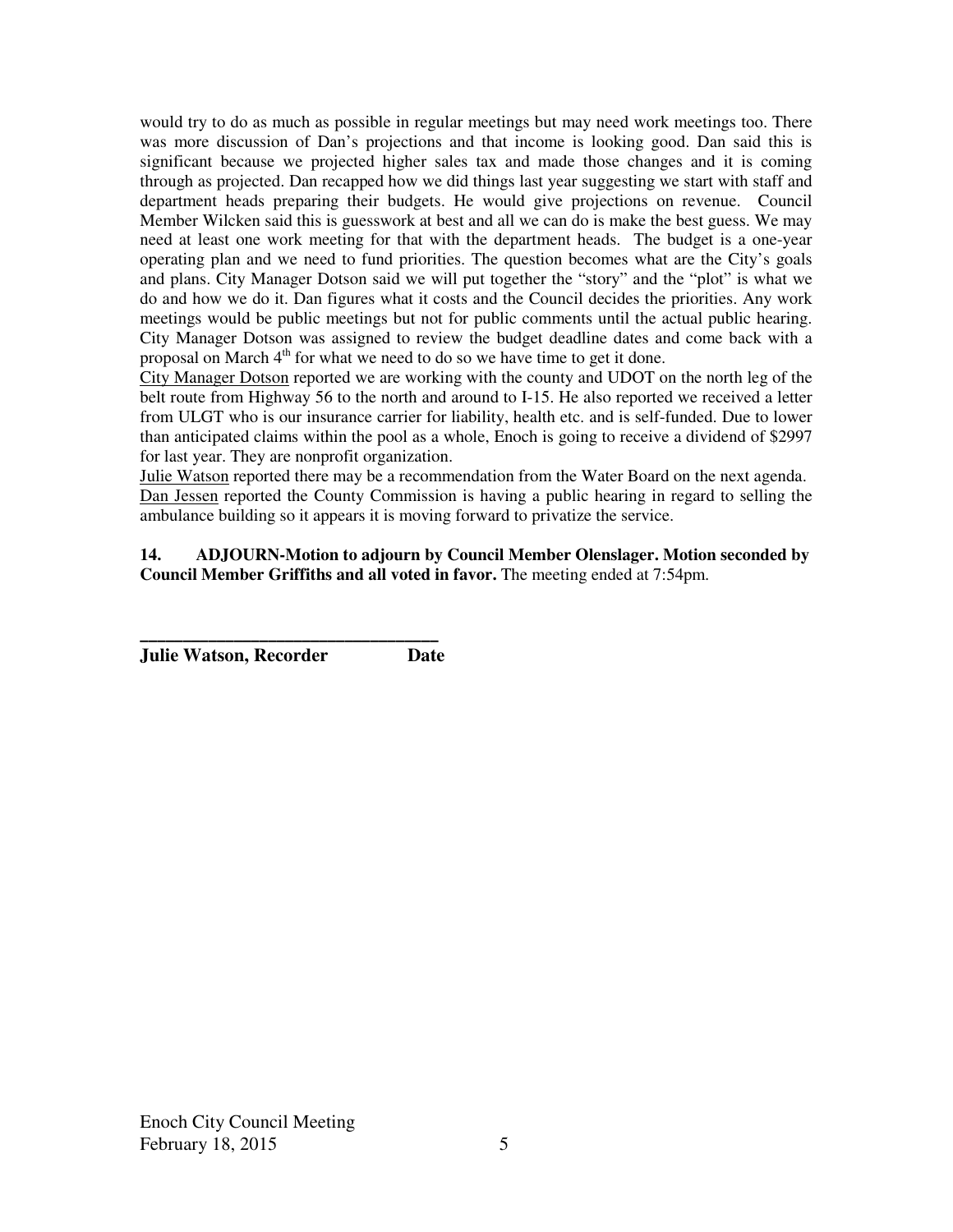would try to do as much as possible in regular meetings but may need work meetings too. There was more discussion of Dan's projections and that income is looking good. Dan said this is significant because we projected higher sales tax and made those changes and it is coming through as projected. Dan recapped how we did things last year suggesting we start with staff and department heads preparing their budgets. He would give projections on revenue. Council Member Wilcken said this is guesswork at best and all we can do is make the best guess. We may need at least one work meeting for that with the department heads. The budget is a one-year operating plan and we need to fund priorities. The question becomes what are the City's goals and plans. City Manager Dotson said we will put together the "story" and the "plot" is what we do and how we do it. Dan figures what it costs and the Council decides the priorities. Any work meetings would be public meetings but not for public comments until the actual public hearing. City Manager Dotson was assigned to review the budget deadline dates and come back with a proposal on March 4th for what we need to do so we have time to get it done.

City Manager Dotson reported we are working with the county and UDOT on the north leg of the belt route from Highway 56 to the north and around to I-15. He also reported we received a letter from ULGT who is our insurance carrier for liability, health etc. and is self-funded. Due to lower than anticipated claims within the pool as a whole, Enoch is going to receive a dividend of $2997 for last year. They are nonprofit organization.

Julie Watson reported there may be a recommendation from the Water Board on the next agenda.

Dan Jessen reported the County Commission is having a public hearing in regard to selling the ambulance building so it appears it is moving forward to privatize the service.

**14. ADJOURN-Motion to adjourn by Council Member Olenslager. Motion seconded by Council Member Griffiths and all voted in favor.** The meeting ended at 7:54pm.

\_\_\_\_\_\_\_\_\_\_\_\_\_\_\_\_\_\_\_\_\_\_\_\_\_\_\_\_\_\_\_\_

**Julie Watson, Recorder Date**